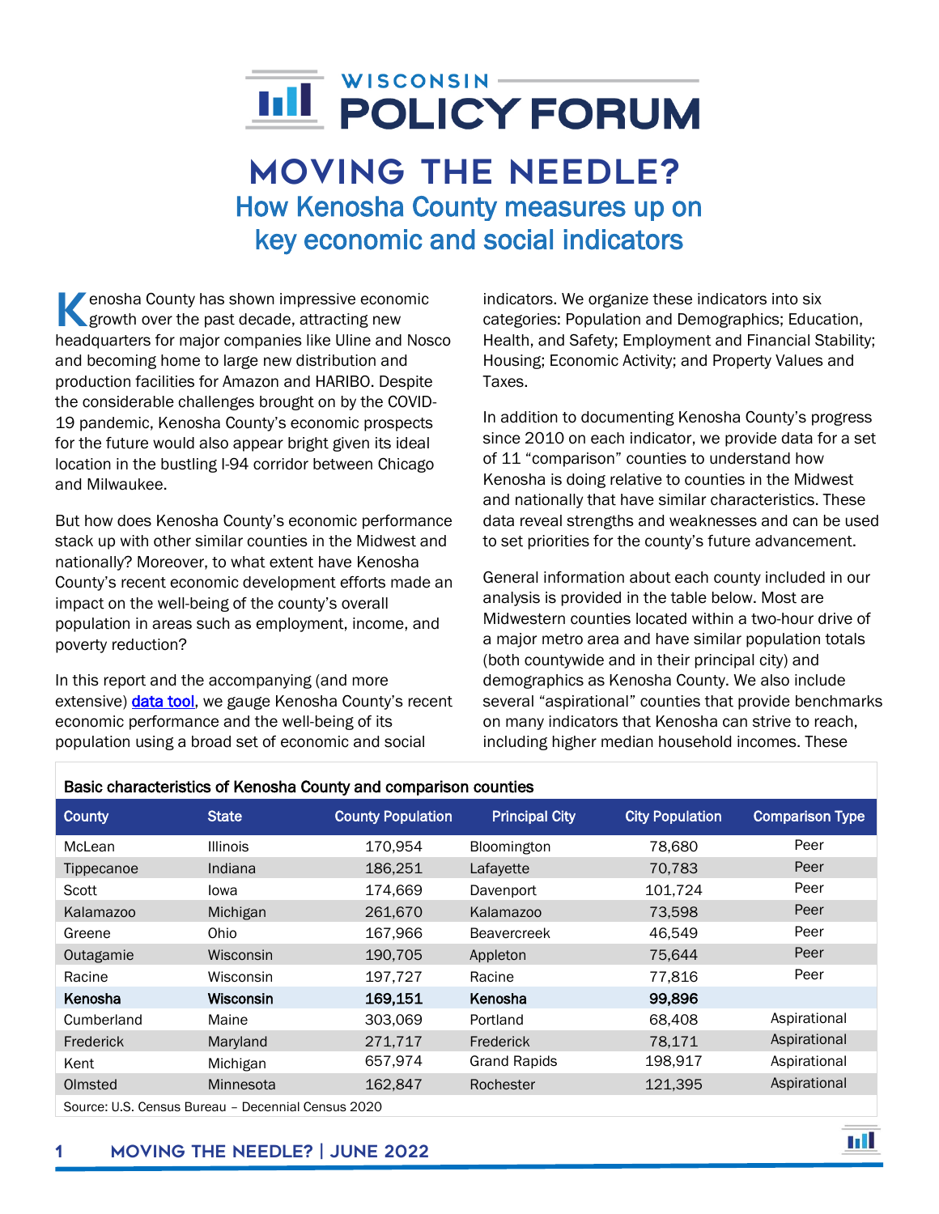# MOVING THE NEEDLE?

## How Kenosha County measures up on key economic and social indicators

Kenosha County has shown impressive economic growth over the past decade, attracting new headquarters for major companies like Uline and Nosco and becoming home to large new distribution and production facilities for Amazon and HARIBO. Despite the considerable challenges brought on by the COVID-19 pandemic, Kenosha County's economic prospects for the future would also appear bright given its ideal location in the bustling I-94 corridor between Chicago and Milwaukee.

But how does Kenosha County's economic performance stack up with other similar counties in the Midwest and nationally? Moreover, to what extent have Kenosha County's recent economic development efforts made an impact on the well-being of the county's overall population in areas such as employment, income, and poverty reduction?

In this report and the accompanying (and more extensive) data tool, we gauge Kenosha County's recent economic performance and the well-being of its population using a broad set of economic and social indicators. We organize these indicators into six categories: Population and Demographics; Education, Health, and Safety; Employment and Financial Stability; Housing; Economic Activity; and Property Values and Taxes.

In addition to documenting Kenosha County's progress since 2010 on each indicator, we provide data for a set of 11 "comparison" counties to understand how Kenosha is doing relative to counties in the Midwest and nationally that have similar characteristics. These data reveal strengths and weaknesses and can be used to set priorities for the county's future advancement.

General information about each county included in our analysis is provided in the table below. Most are Midwestern counties located within a two-hour drive of a major metro area and have similar population totals (both countywide and in their principal city) and demographics as Kenosha County. We also include several "aspirational" counties that provide benchmarks on many indicators that Kenosha can strive to reach, including higher median household incomes. These

**Basic characteristics of Kenosha County and comparison counties**

| County | State | County Population | Principal City | City Population | Comparison Type |
|---|---|---|---|---|---|
| McLean | Illinois | 170,954 | Bloomington | 78,680 | Peer |
| Tippecanoe | Indiana | 186,251 | Lafayette | 70,783 | Peer |
| Scott | Iowa | 174,669 | Davenport | 101,724 | Peer |
| Kalamazoo | Michigan | 261,670 | Kalamazoo | 73,598 | Peer |
| Greene | Ohio | 167,966 | Beavercreek | 46,549 | Peer |
| Outagamie | Wisconsin | 190,705 | Appleton | 75,644 | Peer |
| Racine | Wisconsin | 197,727 | Racine | 77,816 | Peer |
| **Kenosha** | **Wisconsin** | **169,151** | **Kenosha** | **99,896** | |
| Cumberland | Maine | 303,069 | Portland | 68,408 | Aspirational |
| Frederick | Maryland | 271,717 | Frederick | 78,171 | Aspirational |
| Kent | Michigan | 657,974 | Grand Rapids | 198,917 | Aspirational |
| Olmsted | Minnesota | 162,847 | Rochester | 121,395 | Aspirational |

Source: U.S. Census Bureau – Decennial Census 2020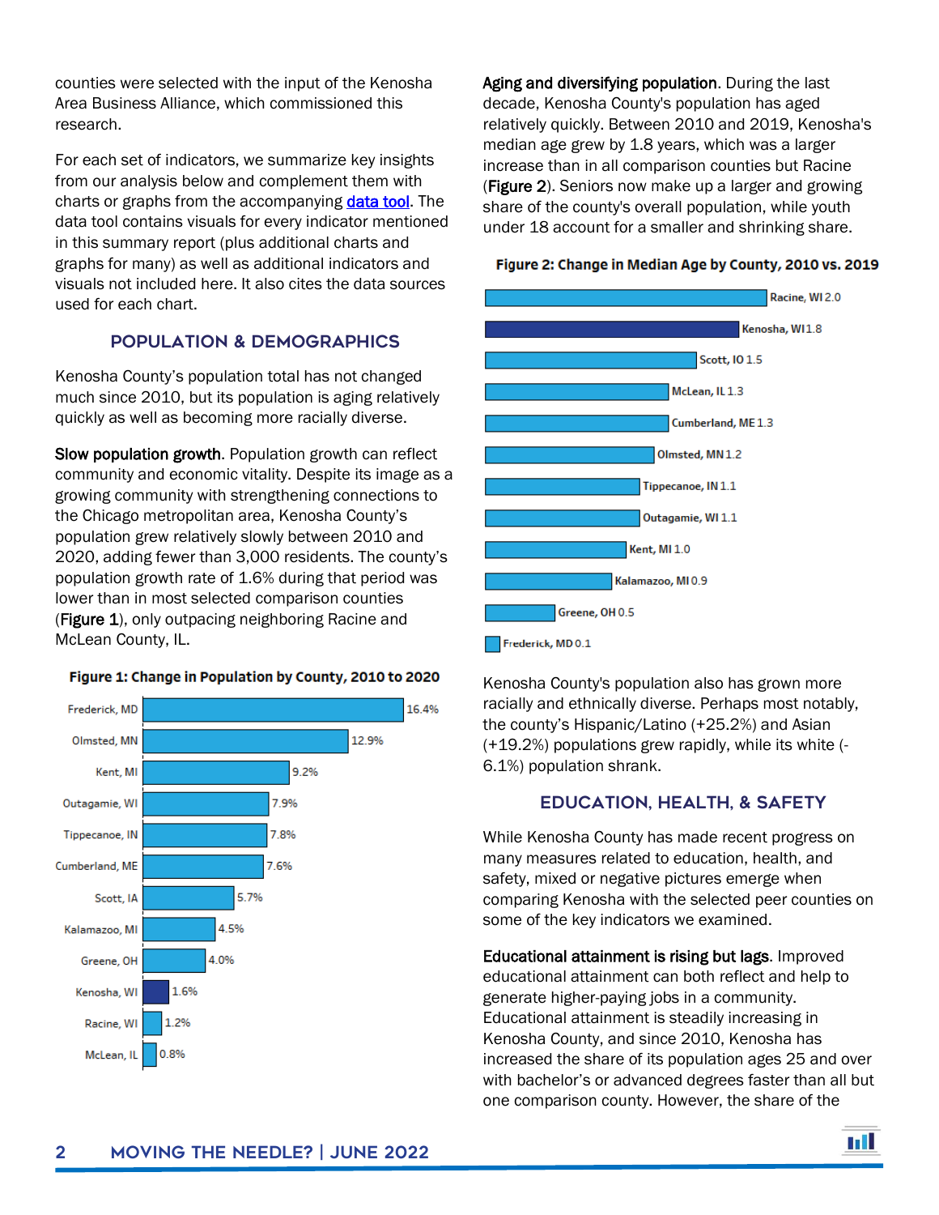counties were selected with the input of the Kenosha Area Business Alliance, which commissioned this research.

For each set of indicators, we summarize key insights from our analysis below and complement them with charts or graphs from the accompanying [data tool](). The data tool contains visuals for every indicator mentioned in this summary report (plus additional charts and graphs for many) as well as additional indicators and visuals not included here. It also cites the data sources used for each chart.

## POPULATION & DEMOGRAPHICS

Kenosha County's population total has not changed much since 2010, but its population is aging relatively quickly as well as becoming more racially diverse.

**Slow population growth**. Population growth can reflect community and economic vitality. Despite its image as a growing community with strengthening connections to the Chicago metropolitan area, Kenosha County's population grew relatively slowly between 2010 and 2020, adding fewer than 3,000 residents. The county's population growth rate of 1.6% during that period was lower than in most selected comparison counties (**Figure 1**), only outpacing neighboring Racine and McLean County, IL.

**Figure 1: Change in Population by County, 2010 to 2020**

Frederick, MD 16.4%
Olmsted, MN 12.9%
Kent, MI 9.2%
Outagamie, WI 7.9%
Tippecanoe, IN 7.8%
Cumberland, ME 7.6%
Scott, IA 5.7%
Kalamazoo, MI 4.5%
Greene, OH 4.0%
Kenosha, WI 1.6%
Racine, WI 1.2%
McLean, IL 0.8%

**Aging and diversifying population**. During the last decade, Kenosha County's population has aged relatively quickly. Between 2010 and 2019, Kenosha's median age grew by 1.8 years, which was a larger increase than in all comparison counties but Racine (**Figure 2**). Seniors now make up a larger and growing share of the county's overall population, while youth under 18 account for a smaller and shrinking share.

**Figure 2: Change in Median Age by County, 2010 vs. 2019**

Racine, WI 2.0
Kenosha, WI 1.8
Scott, IO 1.5
McLean, IL 1.3
Cumberland, ME 1.3
Olmsted, MN 1.2
Tippecanoe, IN 1.1
Outagamie, WI 1.1
Kent, MI 1.0
Kalamazoo, MI 0.9
Greene, OH 0.5
Frederick, MD 0.1

Kenosha County's population also has grown more racially and ethnically diverse. Perhaps most notably, the county's Hispanic/Latino (+25.2%) and Asian (+19.2%) populations grew rapidly, while its white (-6.1%) population shrank.

## EDUCATION, HEALTH, & SAFETY

While Kenosha County has made recent progress on many measures related to education, health, and safety, mixed or negative pictures emerge when comparing Kenosha with the selected peer counties on some of the key indicators we examined.

**Educational attainment is rising but lags**. Improved educational attainment can both reflect and help to generate higher-paying jobs in a community. Educational attainment is steadily increasing in Kenosha County, and since 2010, Kenosha has increased the share of its population ages 25 and over with bachelor's or advanced degrees faster than all but one comparison county. However, the share of the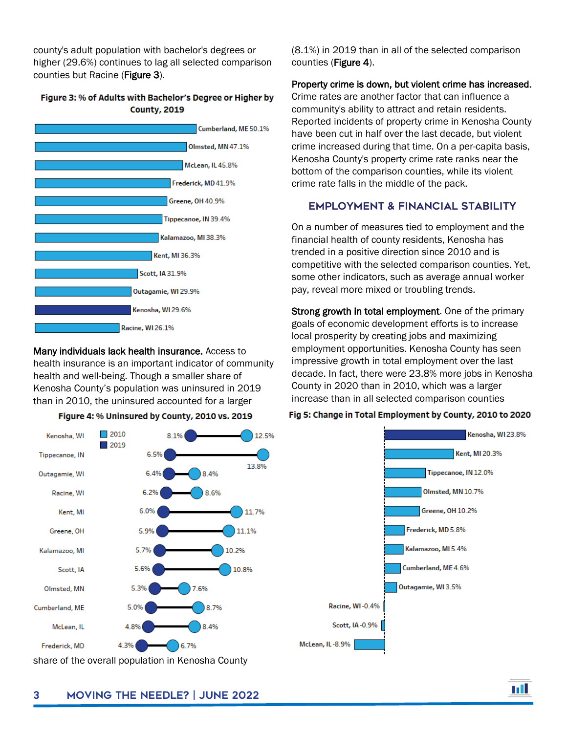county's adult population with bachelor's degrees or higher (29.6%) continues to lag all selected comparison counties but Racine (**Figure 3**).

**Figure 3: % of Adults with Bachelor's Degree or Higher by County, 2019**

Cumberland, ME 50.1%
Olmsted, MN 47.1%
McLean, IL 45.8%
Frederick, MD 41.9%
Greene, OH 40.9%
Tippecanoe, IN 39.4%
Kalamazoo, MI 38.3%
Kent, MI 36.3%
Scott, IA 31.9%
Outagamie, WI 29.9%
Kenosha, WI 29.6%
Racine, WI 26.1%

**Many individuals lack health insurance.** Access to health insurance is an important indicator of community health and well-being. Though a smaller share of Kenosha County's population was uninsured in 2019 than in 2010, the uninsured accounted for a larger share of the overall population in Kenosha County (8.1%) in 2019 than in all of the selected comparison counties (**Figure 4**).

**Figure 4: % Uninsured by County, 2010 vs. 2019**

2010
2019

Kenosha, WI 8.1% 12.5%
Tippecanoe, IN 6.5% 13.8%
Outagamie, WI 6.4% 8.4%
Racine, WI 6.2% 8.6%
Kent, MI 6.0% 11.7%
Greene, OH 5.9% 11.1%
Kalamazoo, MI 5.7% 10.2%
Scott, IA 5.6% 10.8%
Olmsted, MN 5.3% 7.6%
Cumberland, ME 5.0% 8.7%
McLean, IL 4.8% 8.4%
Frederick, MD 4.3% 6.7%

**Property crime is down, but violent crime has increased.** Crime rates are another factor that can influence a community's ability to attract and retain residents. Reported incidents of property crime in Kenosha County have been cut in half over the last decade, but violent crime increased during that time. On a per-capita basis, Kenosha County's property crime rate ranks near the bottom of the comparison counties, while its violent crime rate falls in the middle of the pack.

## EMPLOYMENT & FINANCIAL STABILITY

On a number of measures tied to employment and the financial health of county residents, Kenosha has trended in a positive direction since 2010 and is competitive with the selected comparison counties. Yet, some other indicators, such as average annual worker pay, reveal more mixed or troubling trends.

**Strong growth in total employment**. One of the primary goals of economic development efforts is to increase local prosperity by creating jobs and maximizing employment opportunities. Kenosha County has seen impressive growth in total employment over the last decade. In fact, there were 23.8% more jobs in Kenosha County in 2020 than in 2010, which was a larger increase than in all selected comparison counties

**Fig 5: Change in Total Employment by County, 2010 to 2020**

Kenosha, WI 23.8%
Kent, MI 20.3%
Tippecanoe, IN 12.0%
Olmsted, MN 10.7%
Greene, OH 10.2%
Frederick, MD 5.8%
Kalamazoo, MI 5.4%
Cumberland, ME 4.6%
Outagamie, WI 3.5%
Racine, WI -0.4%
Scott, IA -0.9%
McLean, IL -8.9%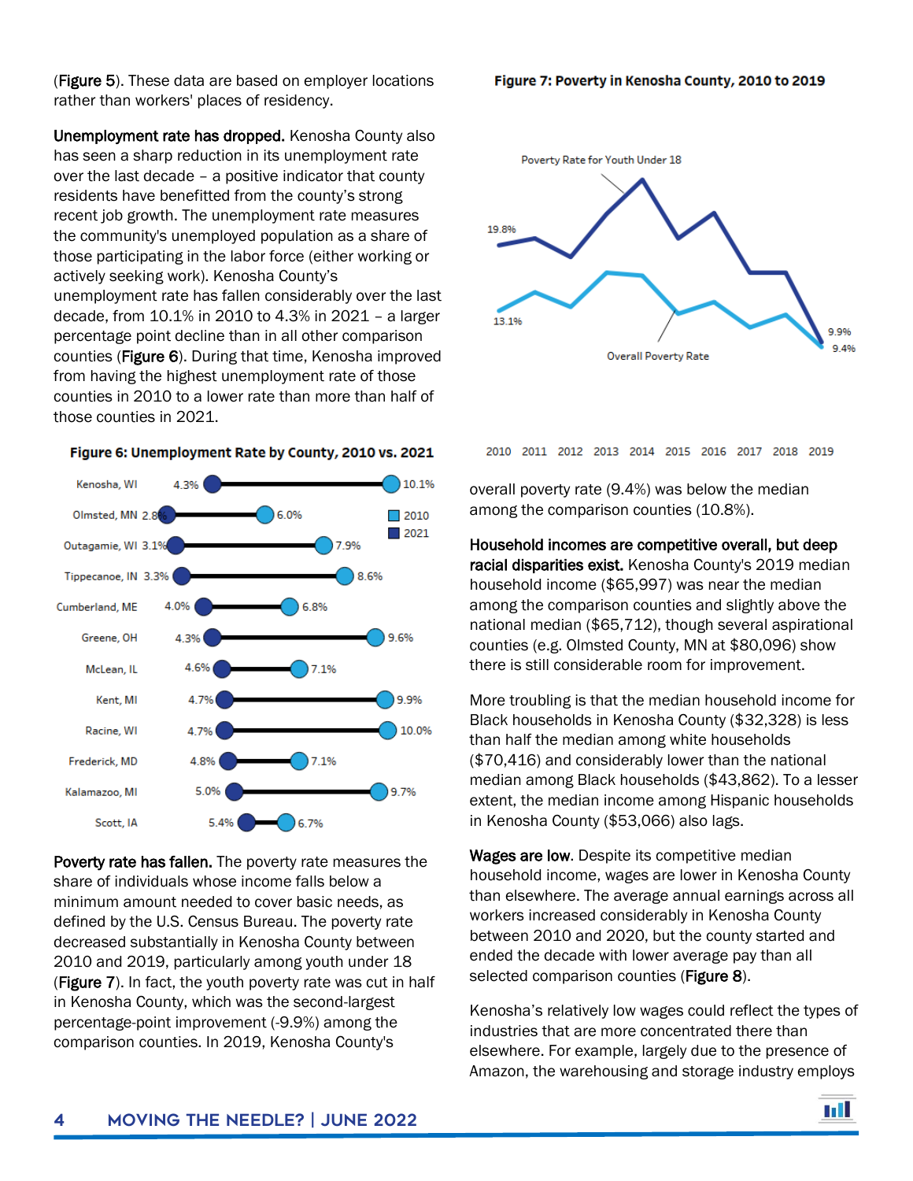(Figure 5). These data are based on employer locations rather than workers' places of residency.

**Unemployment rate has dropped.** Kenosha County also has seen a sharp reduction in its unemployment rate over the last decade – a positive indicator that county residents have benefitted from the county's strong recent job growth. The unemployment rate measures the community's unemployed population as a share of those participating in the labor force (either working or actively seeking work). Kenosha County's unemployment rate has fallen considerably over the last decade, from 10.1% in 2010 to 4.3% in 2021 – a larger percentage point decline than in all other comparison counties (Figure 6). During that time, Kenosha improved from having the highest unemployment rate of those counties in 2010 to a lower rate than more than half of those counties in 2021.

**Figure 6: Unemployment Rate by County, 2010 vs. 2021**

2010
2021

Kenosha, WI 4.3% 10.1%
Olmsted, MN 2.8% 6.0%
Outagamie, WI 3.1% 7.9%
Tippecanoe, IN 3.3% 8.6%
Cumberland, ME 4.0% 6.8%
Greene, OH 4.3% 9.6%
McLean, IL 4.6% 7.1%
Kent, MI 4.7% 9.9%
Racine, WI 4.7% 10.0%
Frederick, MD 4.8% 7.1%
Kalamazoo, MI 5.0% 9.7%
Scott, IA 5.4% 6.7%

**Poverty rate has fallen.** The poverty rate measures the share of individuals whose income falls below a minimum amount needed to cover basic needs, as defined by the U.S. Census Bureau. The poverty rate decreased substantially in Kenosha County between 2010 and 2019, particularly among youth under 18 (Figure 7). In fact, the youth poverty rate was cut in half in Kenosha County, which was the second-largest percentage-point improvement (-9.9%) among the comparison counties. In 2019, Kenosha County's overall poverty rate (9.4%) was below the median among the comparison counties (10.8%).

**Figure 7: Poverty in Kenosha County, 2010 to 2019**

Poverty Rate for Youth Under 18
19.8%
13.1%
9.9%
9.4%
Overall Poverty Rate

2010 2011 2012 2013 2014 2015 2016 2017 2018 2019

**Household incomes are competitive overall, but deep racial disparities exist.** Kenosha County's 2019 median household income ($65,997) was near the median among the comparison counties and slightly above the national median ($65,712), though several aspirational counties (e.g. Olmsted County, MN at $80,096) show there is still considerable room for improvement.

More troubling is that the median household income for Black households in Kenosha County ($32,328) is less than half the median among white households ($70,416) and considerably lower than the national median among Black households ($43,862). To a lesser extent, the median income among Hispanic households in Kenosha County ($53,066) also lags.

**Wages are low**. Despite its competitive median household income, wages are lower in Kenosha County than elsewhere. The average annual earnings across all workers increased considerably in Kenosha County between 2010 and 2020, but the county started and ended the decade with lower average pay than all selected comparison counties (Figure 8).

Kenosha's relatively low wages could reflect the types of industries that are more concentrated there than elsewhere. For example, largely due to the presence of Amazon, the warehousing and storage industry employs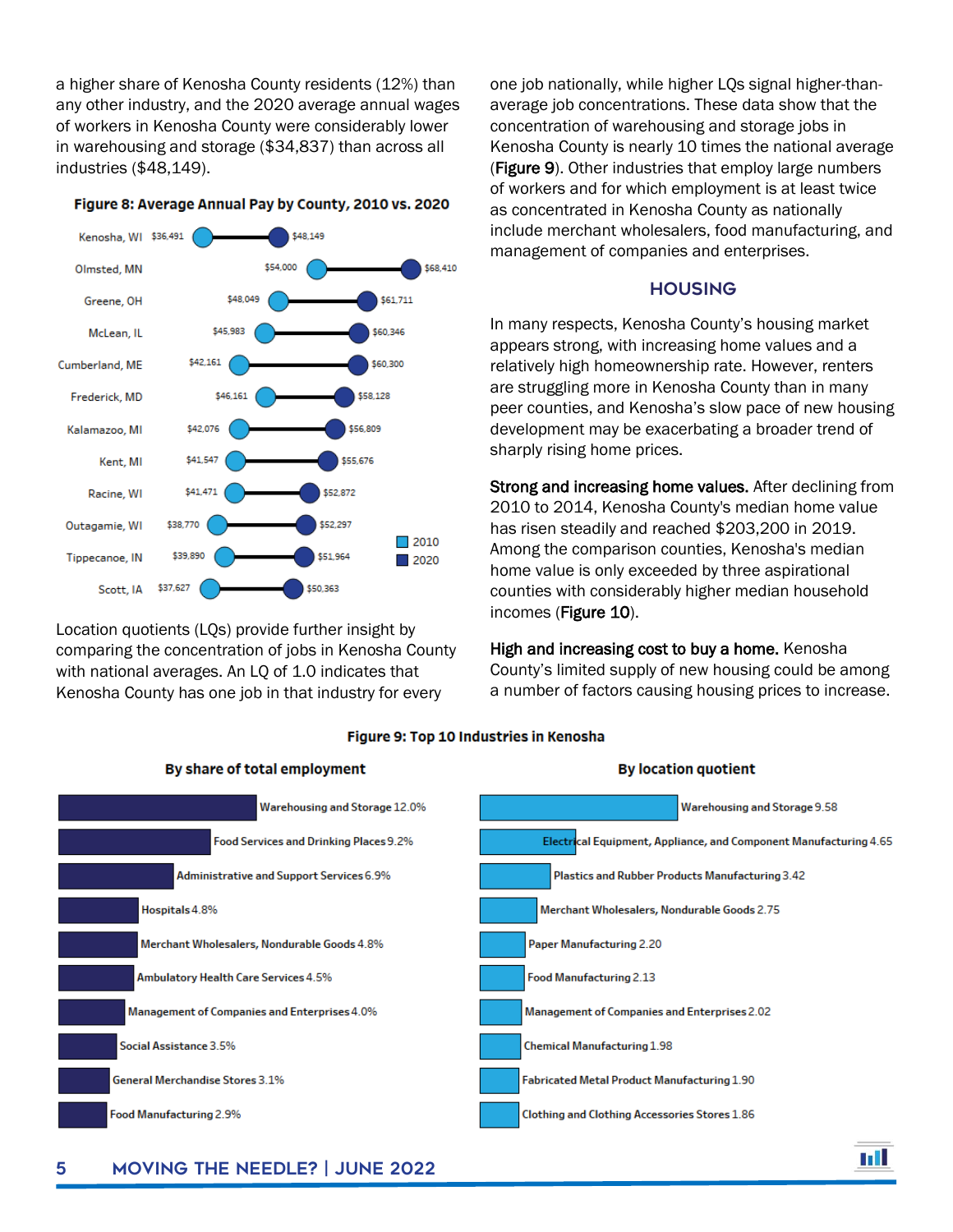a higher share of Kenosha County residents (12%) than any other industry, and the 2020 average annual wages of workers in Kenosha County were considerably lower in warehousing and storage ($34,837) than across all industries ($48,149).

**Figure 8: Average Annual Pay by County, 2010 vs. 2020**

Kenosha, WI $36,491 $48,149
Olmsted, MN $54,000 $68,410
Greene, OH $48,049 $61,711
McLean, IL $45,983 $60,346
Cumberland, ME $42,161 $60,300
Frederick, MD $46,161 $58,128
Kalamazoo, MI $42,076 $56,809
Kent, MI $41,547 $55,676
Racine, WI $41,471 $52,872
Outagamie, WI $38,770 $52,297
Tippecanoe, IN $39,890 $51,964
Scott, IA $37,627 $50,363

2010
2020

Location quotients (LQs) provide further insight by comparing the concentration of jobs in Kenosha County with national averages. An LQ of 1.0 indicates that Kenosha County has one job in that industry for every one job nationally, while higher LQs signal higher-than-average job concentrations. These data show that the concentration of warehousing and storage jobs in Kenosha County is nearly 10 times the national average (**Figure 9**). Other industries that employ large numbers of workers and for which employment is at least twice as concentrated in Kenosha County as nationally include merchant wholesalers, food manufacturing, and management of companies and enterprises.

## HOUSING

In many respects, Kenosha County's housing market appears strong, with increasing home values and a relatively high homeownership rate. However, renters are struggling more in Kenosha County than in many peer counties, and Kenosha's slow pace of new housing development may be exacerbating a broader trend of sharply rising home prices.

**Strong and increasing home values.** After declining from 2010 to 2014, Kenosha County's median home value has risen steadily and reached $203,200 in 2019. Among the comparison counties, Kenosha's median home value is only exceeded by three aspirational counties with considerably higher median household incomes (**Figure 10**).

**High and increasing cost to buy a home.** Kenosha County's limited supply of new housing could be among a number of factors causing housing prices to increase.

**Figure 9: Top 10 Industries in Kenosha**

**By share of total employment**

Warehousing and Storage 12.0%
Food Services and Drinking Places 9.2%
Administrative and Support Services 6.9%
Hospitals 4.8%
Merchant Wholesalers, Nondurable Goods 4.8%
Ambulatory Health Care Services 4.5%
Management of Companies and Enterprises 4.0%
Social Assistance 3.5%
General Merchandise Stores 3.1%
Food Manufacturing 2.9%

**By location quotient**

Warehousing and Storage 9.58
Electrical Equipment, Appliance, and Component Manufacturing 4.65
Plastics and Rubber Products Manufacturing 3.42
Merchant Wholesalers, Nondurable Goods 2.75
Paper Manufacturing 2.20
Food Manufacturing 2.13
Management of Companies and Enterprises 2.02
Chemical Manufacturing 1.98
Fabricated Metal Product Manufacturing 1.90
Clothing and Clothing Accessories Stores 1.86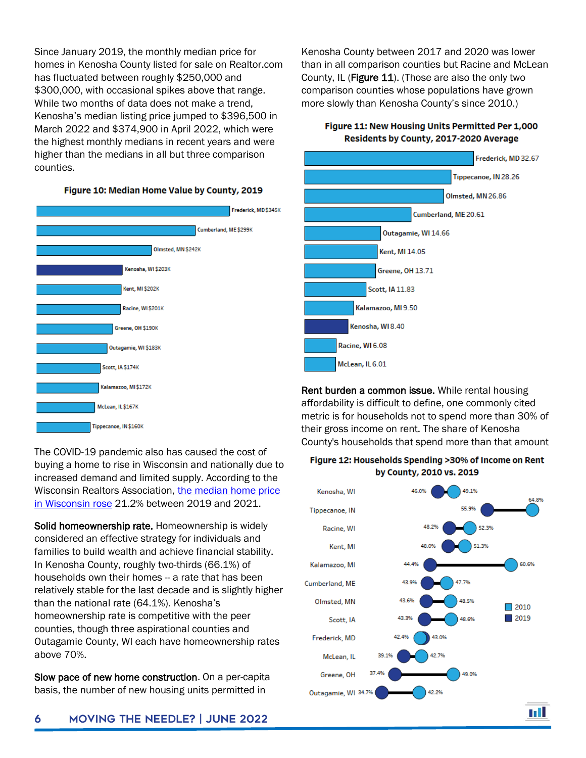Since January 2019, the monthly median price for homes in Kenosha County listed for sale on Realtor.com has fluctuated between roughly $250,000 and $300,000, with occasional spikes above that range. While two months of data does not make a trend, Kenosha's median listing price jumped to $396,500 in March 2022 and $374,900 in April 2022, which were the highest monthly medians in recent years and were higher than the medians in all but three comparison counties.

**Figure 10: Median Home Value by County, 2019**

Frederick, MD $345K
Cumberland, ME $299K
Olmsted, MN $242K
Kenosha, WI $203K
Kent, MI $202K
Racine, WI $201K
Greene, OH $190K
Outagamie, WI $183K
Scott, IA $174K
Kalamazoo, MI $172K
McLean, IL $167K
Tippecanoe, IN $160K

The COVID-19 pandemic also has caused the cost of buying a home to rise in Wisconsin and nationally due to increased demand and limited supply. According to the Wisconsin Realtors Association, the median home price in Wisconsin rose 21.2% between 2019 and 2021.

**Solid homeownership rate.** Homeownership is widely considered an effective strategy for individuals and families to build wealth and achieve financial stability. In Kenosha County, roughly two-thirds (66.1%) of households own their homes -- a rate that has been relatively stable for the last decade and is slightly higher than the national rate (64.1%). Kenosha's homeownership rate is competitive with the peer counties, though three aspirational counties and Outagamie County, WI each have homeownership rates above 70%.

**Slow pace of new home construction.** On a per-capita basis, the number of new housing units permitted in Kenosha County between 2017 and 2020 was lower than in all comparison counties but Racine and McLean County, IL (**Figure 11**). (Those are also the only two comparison counties whose populations have grown more slowly than Kenosha County's since 2010.)

**Figure 11: New Housing Units Permitted Per 1,000 Residents by County, 2017-2020 Average**

Frederick, MD 32.67
Tippecanoe, IN 28.26
Olmsted, MN 26.86
Cumberland, ME 20.61
Outagamie, WI 14.66
Kent, MI 14.05
Greene, OH 13.71
Scott, IA 11.83
Kalamazoo, MI 9.50
Kenosha, WI 8.40
Racine, WI 6.08
McLean, IL 6.01

**Rent burden a common issue.** While rental housing affordability is difficult to define, one commonly cited metric is for households not to spend more than 30% of their gross income on rent. The share of Kenosha County's households that spend more than that amount

**Figure 12: Households Spending >30% of Income on Rent by County, 2010 vs. 2019**

2010
2019

Kenosha, WI 46.0% 49.1%
Tippecanoe, IN 55.9% 64.8%
Racine, WI 48.2% 52.3%
Kent, MI 48.0% 51.3%
Kalamazoo, MI 44.4% 60.6%
Cumberland, ME 43.9% 47.7%
Olmsted, MN 43.6% 48.5%
Scott, IA 43.3% 48.6%
Frederick, MD 42.4% 43.0%
McLean, IL 39.1% 42.7%
Greene, OH 37.4% 49.0%
Outagamie, WI 34.7% 42.2%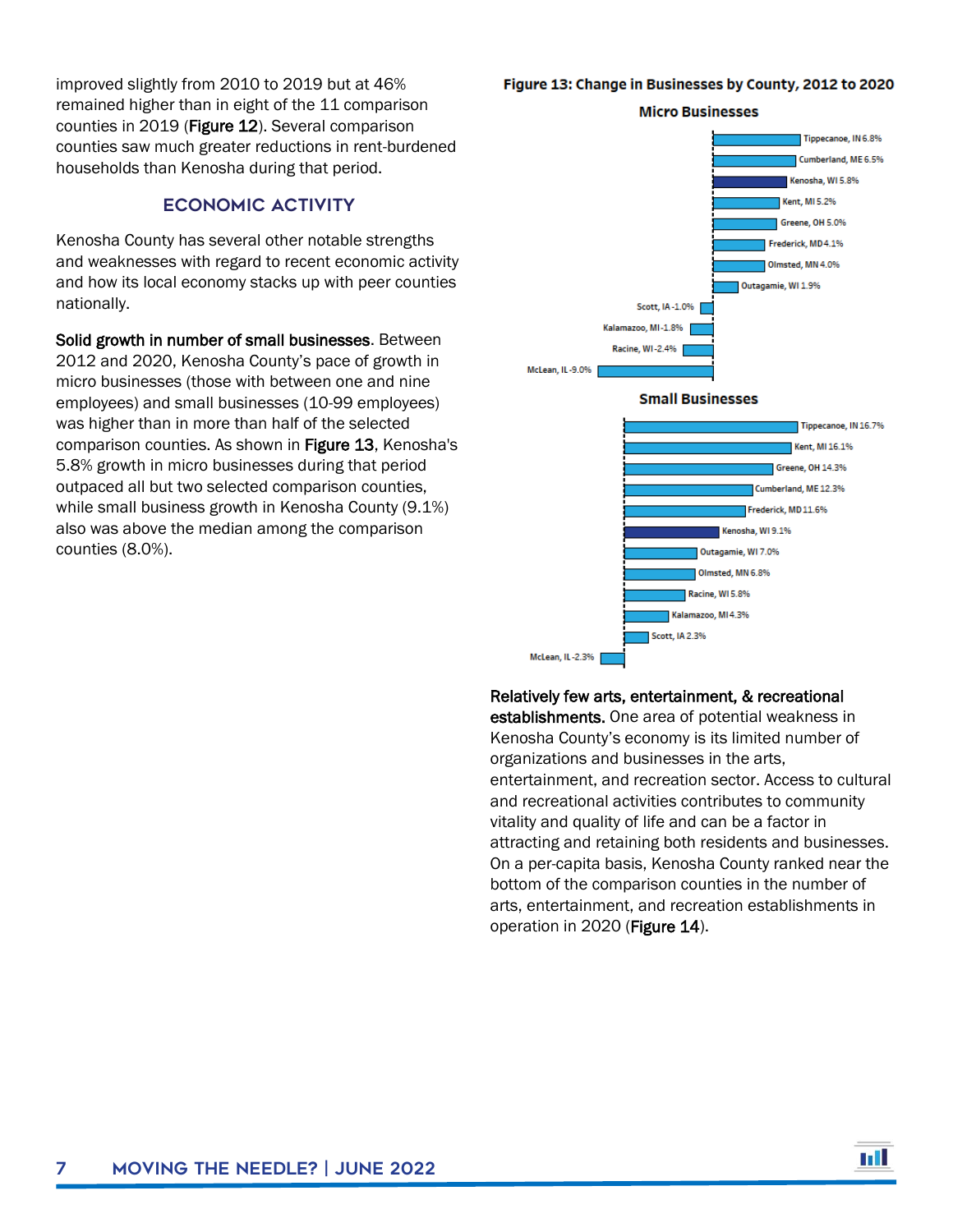improved slightly from 2010 to 2019 but at 46% remained higher than in eight of the 11 comparison counties in 2019 (**Figure 12**). Several comparison counties saw much greater reductions in rent-burdened households than Kenosha during that period.

## ECONOMIC ACTIVITY

Kenosha County has several other notable strengths and weaknesses with regard to recent economic activity and how its local economy stacks up with peer counties nationally.

**Solid growth in number of small businesses**. Between 2012 and 2020, Kenosha County's pace of growth in micro businesses (those with between one and nine employees) and small businesses (10-99 employees) was higher than in more than half of the selected comparison counties. As shown in **Figure 13**, Kenosha's 5.8% growth in micro businesses during that period outpaced all but two selected comparison counties, while small business growth in Kenosha County (9.1%) also was above the median among the comparison counties (8.0%).

**Figure 13: Change in Businesses by County, 2012 to 2020**

**Micro Businesses**

Tippecanoe, IN 6.8%
Cumberland, ME 6.5%
Kenosha, WI 5.8%
Kent, MI 5.2%
Greene, OH 5.0%
Frederick, MD 4.1%
Olmsted, MN 4.0%
Outagamie, WI 1.9%
Scott, IA -1.0%
Kalamazoo, MI -1.8%
Racine, WI -2.4%
McLean, IL -9.0%

**Small Businesses**

Tippecanoe, IN 16.7%
Kent, MI 16.1%
Greene, OH 14.3%
Cumberland, ME 12.3%
Frederick, MD 11.6%
Kenosha, WI 9.1%
Outagamie, WI 7.0%
Olmsted, MN 6.8%
Racine, WI 5.8%
Kalamazoo, MI 4.3%
Scott, IA 2.3%
McLean, IL -2.3%

**Relatively few arts, entertainment, & recreational establishments.** One area of potential weakness in Kenosha County's economy is its limited number of organizations and businesses in the arts, entertainment, and recreation sector. Access to cultural and recreational activities contributes to community vitality and quality of life and can be a factor in attracting and retaining both residents and businesses. On a per-capita basis, Kenosha County ranked near the bottom of the comparison counties in the number of arts, entertainment, and recreation establishments in operation in 2020 (**Figure 14**).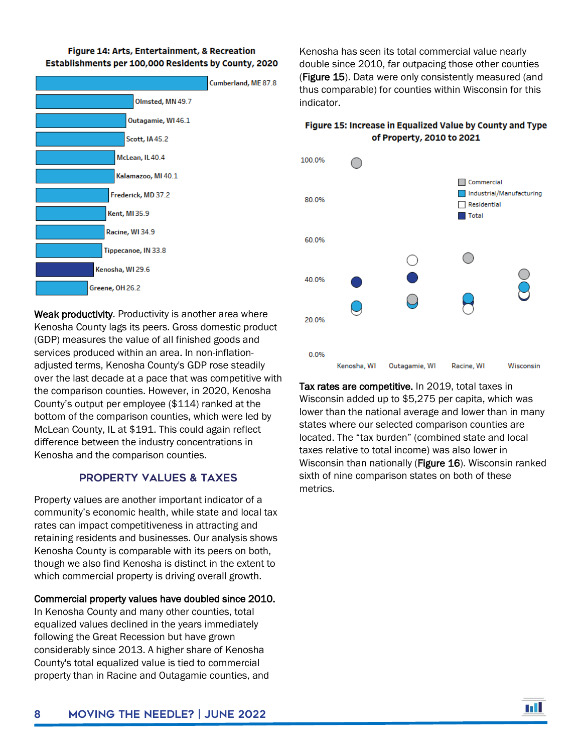**Figure 14: Arts, Entertainment, & Recreation Establishments per 100,000 Residents by County, 2020**

Cumberland, ME 87.8
Olmsted, MN 49.7
Outagamie, WI 46.1
Scott, IA 45.2
McLean, IL 40.4
Kalamazoo, MI 40.1
Frederick, MD 37.2
Kent, MI 35.9
Racine, WI 34.9
Tippecanoe, IN 33.8
Kenosha, WI 29.6
Greene, OH 26.2

**Weak productivity.** Productivity is another area where Kenosha County lags its peers. Gross domestic product (GDP) measures the value of all finished goods and services produced within an area. In non-inflation-adjusted terms, Kenosha County's GDP rose steadily over the last decade at a pace that was competitive with the comparison counties. However, in 2020, Kenosha County's output per employee ($114) ranked at the bottom of the comparison counties, which were led by McLean County, IL at $191. This could again reflect difference between the industry concentrations in Kenosha and the comparison counties.

## PROPERTY VALUES & TAXES

Property values are another important indicator of a community's economic health, while state and local tax rates can impact competitiveness in attracting and retaining residents and businesses. Our analysis shows Kenosha County is comparable with its peers on both, though we also find Kenosha is distinct in the extent to which commercial property is driving overall growth.

**Commercial property values have doubled since 2010.** In Kenosha County and many other counties, total equalized values declined in the years immediately following the Great Recession but have grown considerably since 2013. A higher share of Kenosha County's total equalized value is tied to commercial property than in Racine and Outagamie counties, and Kenosha has seen its total commercial value nearly double since 2010, far outpacing those other counties (**Figure 15**). Data were only consistently measured (and thus comparable) for counties within Wisconsin for this indicator.

**Figure 15: Increase in Equalized Value by County and Type of Property, 2010 to 2021**

100.0%
80.0%
60.0%
40.0%
20.0%
0.0%

Kenosha, WI
Outagamie, WI
Racine, WI
Wisconsin

Commercial
Industrial/Manufacturing
Residential
Total

**Tax rates are competitive.** In 2019, total taxes in Wisconsin added up to $5,275 per capita, which was lower than the national average and lower than in many states where our selected comparison counties are located. The "tax burden" (combined state and local taxes relative to total income) was also lower in Wisconsin than nationally (**Figure 16**). Wisconsin ranked sixth of nine comparison states on both of these metrics.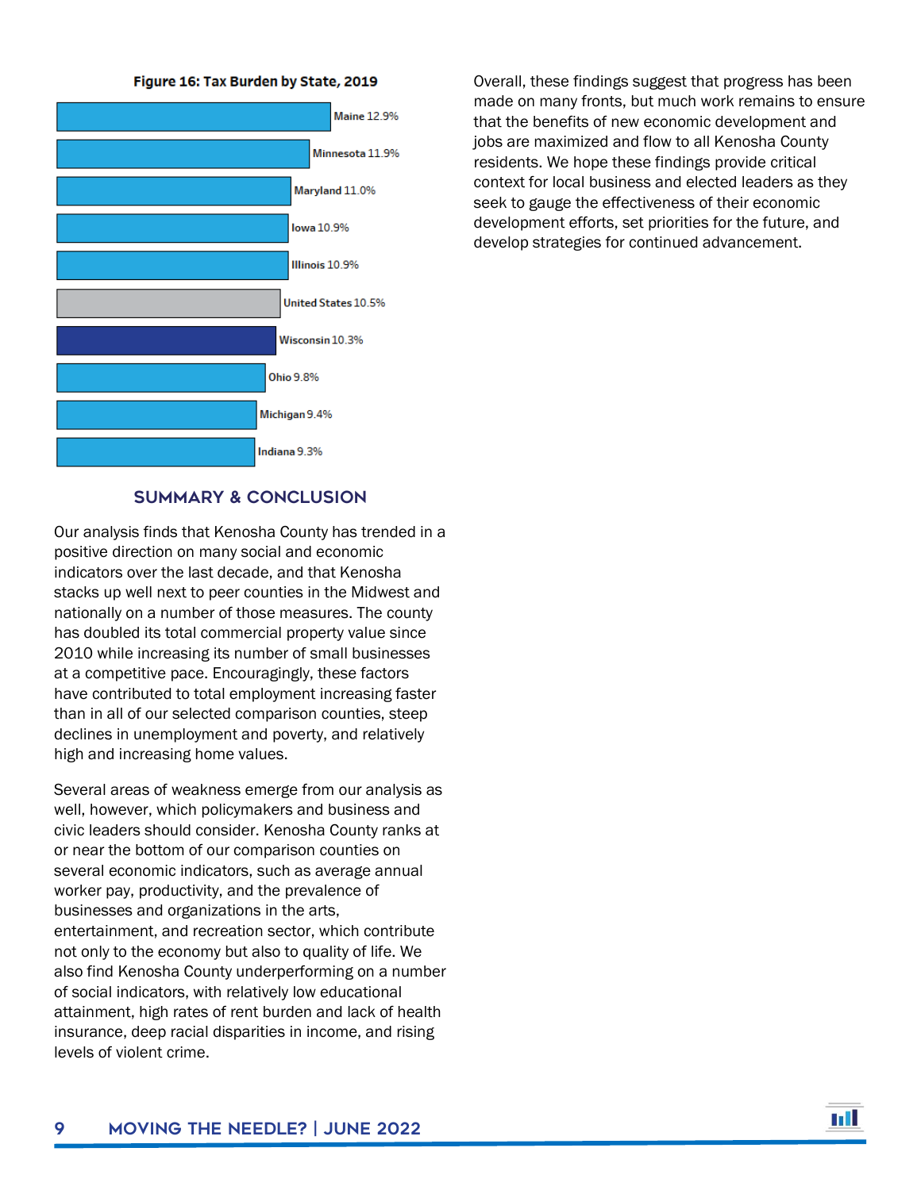**Figure 16: Tax Burden by State, 2019**

Maine 12.9%
Minnesota 11.9%
Maryland 11.0%
Iowa 10.9%
Illinois 10.9%
United States 10.5%
Wisconsin 10.3%
Ohio 9.8%
Michigan 9.4%
Indiana 9.3%

## SUMMARY & CONCLUSION

Our analysis finds that Kenosha County has trended in a positive direction on many social and economic indicators over the last decade, and that Kenosha stacks up well next to peer counties in the Midwest and nationally on a number of those measures. The county has doubled its total commercial property value since 2010 while increasing its number of small businesses at a competitive pace. Encouragingly, these factors have contributed to total employment increasing faster than in all of our selected comparison counties, steep declines in unemployment and poverty, and relatively high and increasing home values.

Several areas of weakness emerge from our analysis as well, however, which policymakers and business and civic leaders should consider. Kenosha County ranks at or near the bottom of our comparison counties on several economic indicators, such as average annual worker pay, productivity, and the prevalence of businesses and organizations in the arts, entertainment, and recreation sector, which contribute not only to the economy but also to quality of life. We also find Kenosha County underperforming on a number of social indicators, with relatively low educational attainment, high rates of rent burden and lack of health insurance, deep racial disparities in income, and rising levels of violent crime.

Overall, these findings suggest that progress has been made on many fronts, but much work remains to ensure that the benefits of new economic development and jobs are maximized and flow to all Kenosha County residents. We hope these findings provide critical context for local business and elected leaders as they seek to gauge the effectiveness of their economic development efforts, set priorities for the future, and develop strategies for continued advancement.